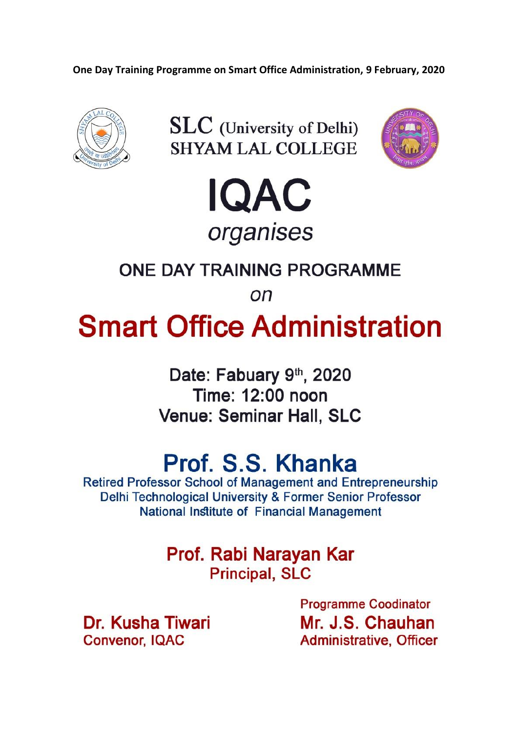One Day Training Programme on Smart Office Administration, 9 February, 2020

SLC (University of Delhi)
SHYAM LAL COLLEGE

# IQAC

*organises*

## ONE DAY TRAINING PROGRAMME

*on*

# Smart Office Administration

**Date: Fabuary 9th, 2020**
**Time: 12:00 noon**
**Venue: Seminar Hall, SLC**

## Prof. S.S. Khanka

Retired Professor School of Management and Entrepreneurship
Delhi Technological University & Former Senior Professor
National Institute of Financial Management

### Prof. Rabi Narayan Kar

Principal, SLC

**Dr. Kusha Tiwari**
Convenor, IQAC

Programme Coodinator
**Mr. J.S. Chauhan**
Administrative, Officer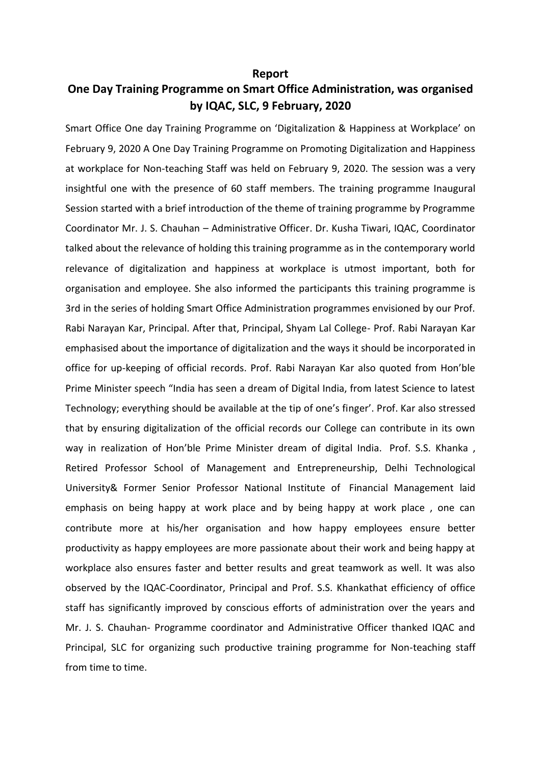# Report

## One Day Training Programme on Smart Office Administration, was organised by IQAC, SLC, 9 February, 2020

Smart Office One day Training Programme on 'Digitalization & Happiness at Workplace' on February 9, 2020 A One Day Training Programme on Promoting Digitalization and Happiness at workplace for Non-teaching Staff was held on February 9, 2020. The session was a very insightful one with the presence of 60 staff members. The training programme Inaugural Session started with a brief introduction of the theme of training programme by Programme Coordinator Mr. J. S. Chauhan – Administrative Officer. Dr. Kusha Tiwari, IQAC, Coordinator talked about the relevance of holding this training programme as in the contemporary world relevance of digitalization and happiness at workplace is utmost important, both for organisation and employee. She also informed the participants this training programme is 3rd in the series of holding Smart Office Administration programmes envisioned by our Prof. Rabi Narayan Kar, Principal. After that, Principal, Shyam Lal College- Prof. Rabi Narayan Kar emphasised about the importance of digitalization and the ways it should be incorporated in office for up-keeping of official records. Prof. Rabi Narayan Kar also quoted from Hon'ble Prime Minister speech "India has seen a dream of Digital India, from latest Science to latest Technology; everything should be available at the tip of one's finger'. Prof. Kar also stressed that by ensuring digitalization of the official records our College can contribute in its own way in realization of Hon'ble Prime Minister dream of digital India. Prof. S.S. Khanka , Retired Professor School of Management and Entrepreneurship, Delhi Technological University& Former Senior Professor National Institute of Financial Management laid emphasis on being happy at work place and by being happy at work place , one can contribute more at his/her organisation and how happy employees ensure better productivity as happy employees are more passionate about their work and being happy at workplace also ensures faster and better results and great teamwork as well. It was also observed by the IQAC-Coordinator, Principal and Prof. S.S. Khankathat efficiency of office staff has significantly improved by conscious efforts of administration over the years and Mr. J. S. Chauhan- Programme coordinator and Administrative Officer thanked IQAC and Principal, SLC for organizing such productive training programme for Non-teaching staff from time to time.